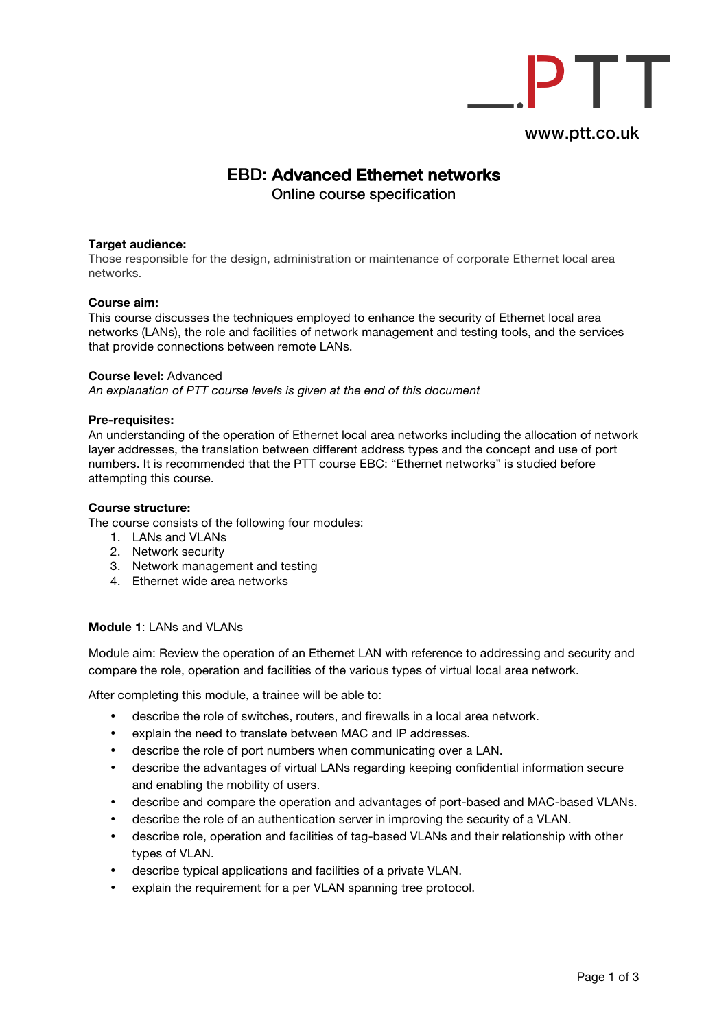_.PTT

www.ptt.co.uk

# EBD: Advanced Ethernet networks

## Online course specification

**Target audience:**
Those responsible for the design, administration or maintenance of corporate Ethernet local area networks.

**Course aim:**
This course discusses the techniques employed to enhance the security of Ethernet local area networks (LANs), the role and facilities of network management and testing tools, and the services that provide connections between remote LANs.

**Course level:** Advanced
*An explanation of PTT course levels is given at the end of this document*

**Pre-requisites:**
An understanding of the operation of Ethernet local area networks including the allocation of network layer addresses, the translation between different address types and the concept and use of port numbers. It is recommended that the PTT course EBC: "Ethernet networks" is studied before attempting this course.

**Course structure:**
The course consists of the following four modules:

1. LANs and VLANs
2. Network security
3. Network management and testing
4. Ethernet wide area networks

**Module 1**: LANs and VLANs

Module aim: Review the operation of an Ethernet LAN with reference to addressing and security and compare the role, operation and facilities of the various types of virtual local area network.

After completing this module, a trainee will be able to:

- describe the role of switches, routers, and firewalls in a local area network.
- explain the need to translate between MAC and IP addresses.
- describe the role of port numbers when communicating over a LAN.
- describe the advantages of virtual LANs regarding keeping confidential information secure and enabling the mobility of users.
- describe and compare the operation and advantages of port-based and MAC-based VLANs.
- describe the role of an authentication server in improving the security of a VLAN.
- describe role, operation and facilities of tag-based VLANs and their relationship with other types of VLAN.
- describe typical applications and facilities of a private VLAN.
- explain the requirement for a per VLAN spanning tree protocol.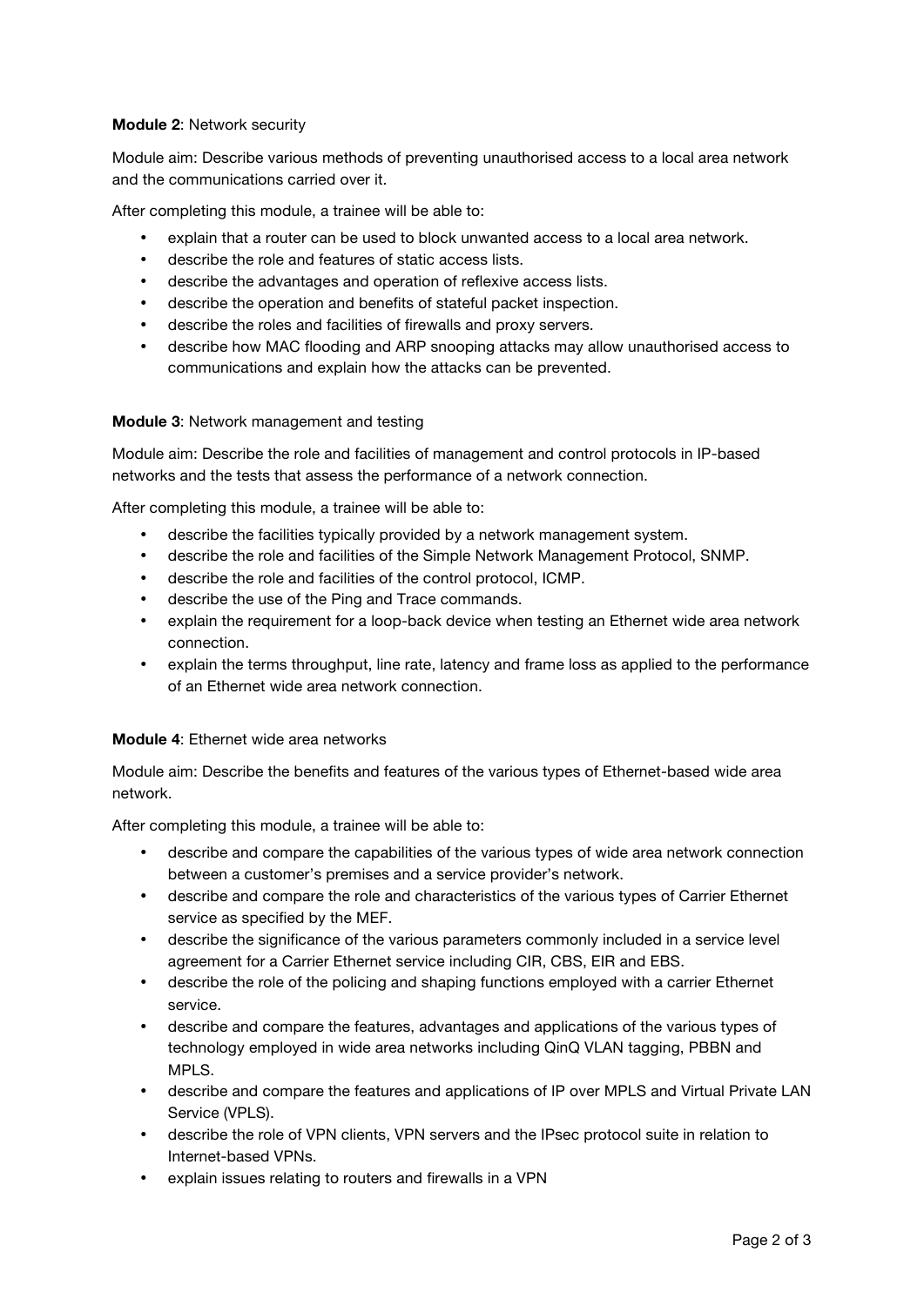**Module 2**: Network security

Module aim: Describe various methods of preventing unauthorised access to a local area network and the communications carried over it.

After completing this module, a trainee will be able to:

- explain that a router can be used to block unwanted access to a local area network.
- describe the role and features of static access lists.
- describe the advantages and operation of reflexive access lists.
- describe the operation and benefits of stateful packet inspection.
- describe the roles and facilities of firewalls and proxy servers.
- describe how MAC flooding and ARP snooping attacks may allow unauthorised access to communications and explain how the attacks can be prevented.

**Module 3**: Network management and testing

Module aim: Describe the role and facilities of management and control protocols in IP-based networks and the tests that assess the performance of a network connection.

After completing this module, a trainee will be able to:

- describe the facilities typically provided by a network management system.
- describe the role and facilities of the Simple Network Management Protocol, SNMP.
- describe the role and facilities of the control protocol, ICMP.
- describe the use of the Ping and Trace commands.
- explain the requirement for a loop-back device when testing an Ethernet wide area network connection.
- explain the terms throughput, line rate, latency and frame loss as applied to the performance of an Ethernet wide area network connection.

**Module 4**: Ethernet wide area networks

Module aim: Describe the benefits and features of the various types of Ethernet-based wide area network.

After completing this module, a trainee will be able to:

- describe and compare the capabilities of the various types of wide area network connection between a customer's premises and a service provider's network.
- describe and compare the role and characteristics of the various types of Carrier Ethernet service as specified by the MEF.
- describe the significance of the various parameters commonly included in a service level agreement for a Carrier Ethernet service including CIR, CBS, EIR and EBS.
- describe the role of the policing and shaping functions employed with a carrier Ethernet service.
- describe and compare the features, advantages and applications of the various types of technology employed in wide area networks including QinQ VLAN tagging, PBBN and MPLS.
- describe and compare the features and applications of IP over MPLS and Virtual Private LAN Service (VPLS).
- describe the role of VPN clients, VPN servers and the IPsec protocol suite in relation to Internet-based VPNs.
- explain issues relating to routers and firewalls in a VPN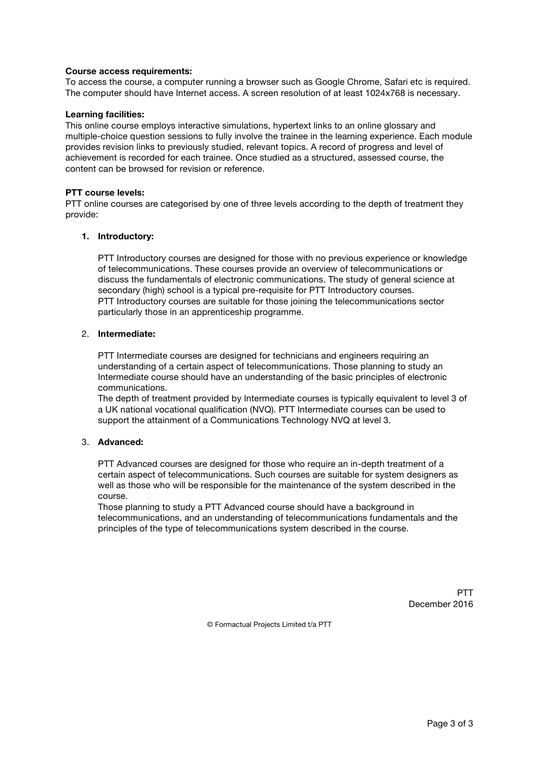**Course access requirements:**
To access the course, a computer running a browser such as Google Chrome, Safari etc is required. The computer should have Internet access. A screen resolution of at least 1024x768 is necessary.

**Learning facilities:**
This online course employs interactive simulations, hypertext links to an online glossary and multiple-choice question sessions to fully involve the trainee in the learning experience. Each module provides revision links to previously studied, relevant topics. A record of progress and level of achievement is recorded for each trainee. Once studied as a structured, assessed course, the content can be browsed for revision or reference.

**PTT course levels:**
PTT online courses are categorised by one of three levels according to the depth of treatment they provide:

1. **Introductory:**

   PTT Introductory courses are designed for those with no previous experience or knowledge of telecommunications. These courses provide an overview of telecommunications or discuss the fundamentals of electronic communications. The study of general science at secondary (high) school is a typical pre-requisite for PTT Introductory courses.
   PTT Introductory courses are suitable for those joining the telecommunications sector particularly those in an apprenticeship programme.

2. **Intermediate:**

   PTT Intermediate courses are designed for technicians and engineers requiring an understanding of a certain aspect of telecommunications. Those planning to study an Intermediate course should have an understanding of the basic principles of electronic communications.
   The depth of treatment provided by Intermediate courses is typically equivalent to level 3 of a UK national vocational qualification (NVQ). PTT Intermediate courses can be used to support the attainment of a Communications Technology NVQ at level 3.

3. **Advanced:**

   PTT Advanced courses are designed for those who require an in-depth treatment of a certain aspect of telecommunications. Such courses are suitable for system designers as well as those who will be responsible for the maintenance of the system described in the course.
   Those planning to study a PTT Advanced course should have a background in telecommunications, and an understanding of telecommunications fundamentals and the principles of the type of telecommunications system described in the course.

PTT
December 2016

© Formactual Projects Limited t/a PTT